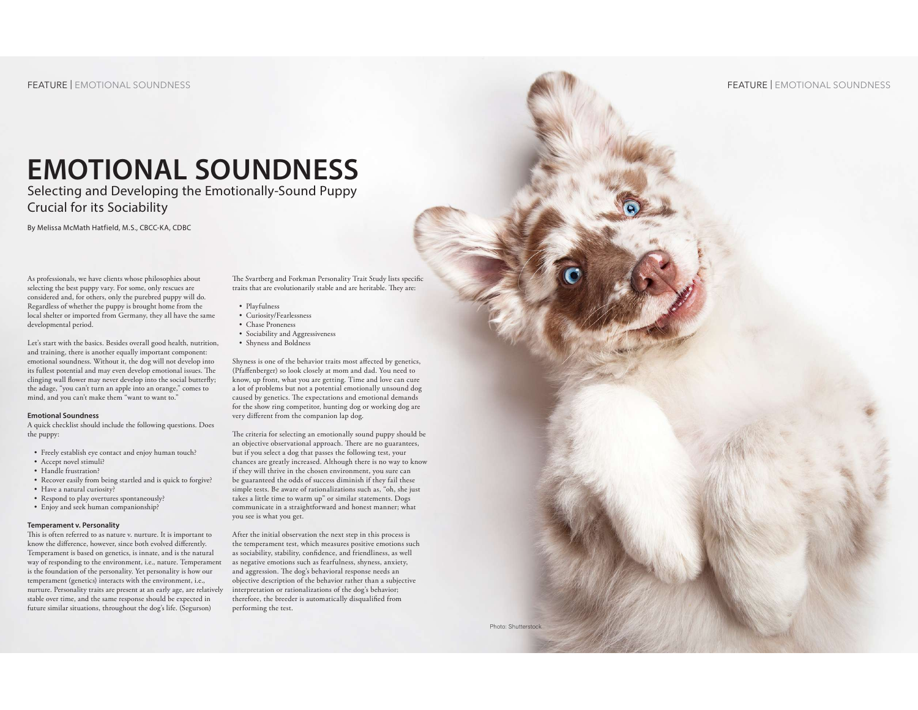# EMOTIONAL SOUNDNESS

## Selecting and Developing the Emotionally-Sound Puppy Crucial for its Sociability

By Melissa McMath Hatfield, M.S., CBCC-KA, CDBC

As professionals, we have clients whose philosophies about selecting the best puppy vary. For some, only rescues are considered and, for others, only the purebred puppy will do. Regardless of whether the puppy is brought home from the local shelter or imported from Germany, they all have the same developmental period.

Let's start with the basics. Besides overall good health, nutrition, and training, there is another equally important component: emotional soundness. Without it, the dog will not develop into its fullest potential and may even develop emotional issues. The clinging wall flower may never develop into the social butterfly; the adage, "you can't turn an apple into an orange," comes to mind, and you can't make them "want to want to."

### Emotional Soundness

A quick checklist should include the following questions. Does the puppy:

- Freely establish eye contact and enjoy human touch?
- Accept novel stimuli?
- Handle frustration?
- Recover easily from being startled and is quick to forgive?
- Have a natural curiosity?
- Respond to play overtures spontaneously?
- Enjoy and seek human companionship?

### Temperament v. Personality

This is often referred to as nature v. nurture. It is important to know the difference, however, since both evolved differently. Temperament is based on genetics, is innate, and is the natural way of responding to the environment, i.e., nature. Temperament is the foundation of the personality. Yet personality is how our temperament (genetics) interacts with the environment, i.e., nurture. Personality traits are present at an early age, are relatively stable over time, and the same response should be expected in future similar situations, throughout the dog's life. (Segurson)

The Svartberg and Forkman Personality Trait Study lists specific traits that are evolutionarily stable and are heritable. They are:

- Playfulness
- Curiosity/Fearlessness
- Chase Proneness
- Sociability and Aggressiveness
- Shyness and Boldness

Shyness is one of the behavior traits most affected by genetics, (Pfaffenberger) so look closely at mom and dad. You need to know, up front, what you are getting. Time and love can cure a lot of problems but not a potential emotionally unsound dog caused by genetics. The expectations and emotional demands for the show ring competitor, hunting dog or working dog are very different from the companion lap dog.

The criteria for selecting an emotionally sound puppy should be an objective observational approach. There are no guarantees, but if you select a dog that passes the following test, your chances are greatly increased. Although there is no way to know if they will thrive in the chosen environment, you sure can be guaranteed the odds of success diminish if they fail these simple tests. Be aware of rationalizations such as, "oh, she just takes a little time to warm up" or similar statements. Dogs communicate in a straightforward and honest manner; what you see is what you get.

After the initial observation the next step in this process is the temperament test, which measures positive emotions such as sociability, stability, confidence, and friendliness, as well as negative emotions such as fearfulness, shyness, anxiety, and aggression. The dog's behavioral response needs an objective description of the behavior rather than a subjective interpretation or rationalizations of the dog's behavior; therefore, the breeder is automatically disqualified from performing the test.

Photo: Shutterstock.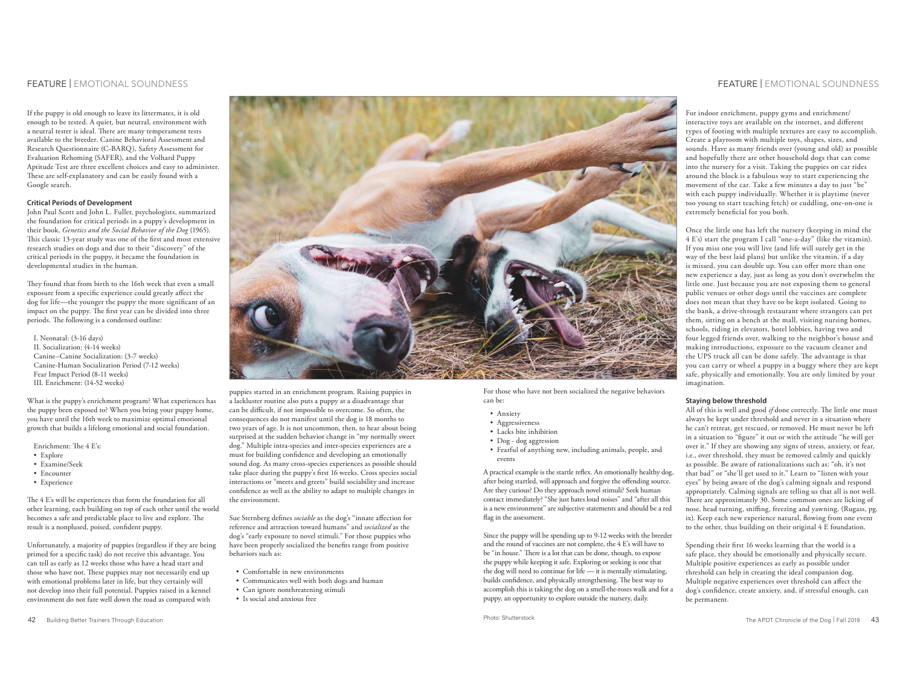If the puppy is old enough to leave its littermates, it is old enough to be tested. A quiet, but neutral, environment with a neutral tester is ideal. There are many temperament tests available to the breeder. Canine Behavioral Assessment and Research Questionnaire (C-BARQ), Safety Assessment for Evaluation Rehoming (SAFER), and the Volhard Puppy Aptitude Test are three excellent choices and easy to administer. These are self-explanatory and can be easily found with a Google search.

**Critical Periods of Development**

John Paul Scott and John L. Fuller, psychologists, summarized the foundation for critical periods in a puppy's development in their book, *Genetics and the Social Behavior of the Dog* (1965). This classic 13-year study was one of the first and most extensive research studies on dogs and due to their "discovery" of the critical periods in the puppy, it became the foundation in developmental studies in the human.

They found that from birth to the 16th week that even a small exposure from a specific experience could greatly affect the dog for life—the younger the puppy the more significant of an impact on the puppy. The first year can be divided into three periods. The following is a condensed outline:

I. Neonatal: (3-16 days)
II. Socialization: (4-14 weeks)
Canine–Canine Socialization: (3-7 weeks)
Canine-Human Socialization Period (7-12 weeks)
Fear Impact Period (8-11 weeks)
III. Enrichment: (14-52 weeks)

What is the puppy's enrichment program? What experiences has the puppy been exposed to? When you bring your puppy home, you have until the 16th week to maximize optimal emotional growth that builds a lifelong emotional and social foundation.

Enrichment: The 4 E's:

- Explore
- Examine/Seek
- Encounter
- Experience

The 4 E's will be experiences that form the foundation for all other learning, each building on top of each other until the world becomes a safe and predictable place to live and explore. The result is a nonplused, poised, confident puppy.

Unfortunately, a majority of puppies (regardless if they are being primed for a specific task) do not receive this advantage. You can tell as early as 12 weeks those who have a head start and those who have not. These puppies may not necessarily end up with emotional problems later in life, but they certainly will not develop into their full potential. Puppies raised in a kennel environment do not fare well down the road as compared with puppies started in an enrichment program. Raising puppies in a lackluster routine also puts a puppy at a disadvantage that can be difficult, if not impossible to overcome. So often, the consequences do not manifest until the dog is 18 months to two years of age. It is not uncommon, then, to hear about being surprised at the sudden behavior change in "my normally sweet dog." Multiple intra-species and inter-species experiences are a must for building confidence and developing an emotionally sound dog. As many cross-species experiences as possible should take place during the puppy's first 16 weeks. Cross species social interactions or "meets and greets" build sociability and increase confidence as well as the ability to adapt to multiple changes in the environment.

Sue Sternberg defines *sociable* as the dog's "innate affection for reference and attraction toward humans" and *socialized* as the dog's "early exposure to novel stimuli." For those puppies who have been properly socialized the benefits range from positive behaviors such as:

- Comfortable in new environments
- Communicates well with both dogs and human
- Can ignore nonthreatening stimuli
- Is social and anxious free

For those who have not been socialized the negative behaviors can be:

- Anxiety
- Aggressiveness
- Lacks bite inhibition
- Dog - dog aggression
- Fearful of anything new, including animals, people, and events

A practical example is the startle reflex. An emotionally healthy dog, after being startled, will approach and forgive the offending source. Are they curious? Do they approach novel stimuli? Seek human contact immediately? "She just hates loud noises" and "after all this is a new environment" are subjective statements and should be a red flag in the assessment.

Since the puppy will be spending up to 9-12 weeks with the breeder and the round of vaccines are not complete, the 4 E's will have to be "in house." There is a lot that can be done, though, to expose the puppy while keeping it safe. Exploring or seeking is one that the dog will need to continue for life — it is mentally stimulating, builds confidence, and physically strengthening. The best way to accomplish this is taking the dog on a smell-the-roses walk and for a puppy, an opportunity to explore outside the nursery, daily.

Photo: Shutterstock

For indoor enrichment, puppy gyms and enrichment/interactive toys are available on the internet, and different types of footing with multiple textures are easy to accomplish. Create a playroom with multiple toys, shapes, sizes, and sounds. Have as many friends over (young and old) as possible and hopefully there are other household dogs that can come into the nursery for a visit. Taking the puppies on car rides around the block is a fabulous way to start experiencing the movement of the car. Take a few minutes a day to just "be" with each puppy individually. Whether it is playtime (never too young to start teaching fetch) or cuddling, one-on-one is extremely beneficial for you both.

Once the little one has left the nursery (keeping in mind the 4 E's) start the program I call "one-a-day" (like the vitamin). If you miss one you will live (and life will surely get in the way of the best laid plans) but unlike the vitamin, if a day is missed, you can double up. You can offer more than one new experience a day, just as long as you don't overwhelm the little one. Just because you are not exposing them to general public venues or other dogs until the vaccines are complete does not mean that they have to be kept isolated. Going to the bank, a drive-through restaurant where strangers can pet them, sitting on a bench at the mall, visiting nursing homes, schools, riding in elevators, hotel lobbies, having two and four legged friends over, walking to the neighbor's house and making introductions, exposure to the vacuum cleaner and the UPS truck all can be done safely. The advantage is that you can carry or wheel a puppy in a buggy where they are kept safe, physically and emotionally. You are only limited by your imagination.

**Staying below threshold**

All of this is well and good *if* done correctly. The little one must always be kept under threshold and never in a situation where he can't retreat, get rescued, or removed. He must never be left in a situation to "figure" it out or with the attitude "he will get over it." If they are showing any signs of stress, anxiety, or fear, i.e., over threshold, they must be removed calmly and quickly as possible. Be aware of rationalizations such as: "oh, it's not that bad" or "she'll get used to it." Learn to "listen with your eyes" by being aware of the dog's calming signals and respond appropriately. Calming signals are telling us that all is not well. There are approximately 30. Some common ones are licking of nose, head turning, sniffing, freezing and yawning. (Rugass, pg. ix). Keep each new experience natural, flowing from one event to the other, thus building on their original 4 E foundation.

Spending their first 16 weeks learning that the world is a safe place, they should be emotionally and physically secure. Multiple positive experiences as early as possible under threshold can help in creating the ideal companion dog. Multiple negative experiences over threshold can affect the dog's confidence, create anxiety, and, if stressful enough, can be permanent.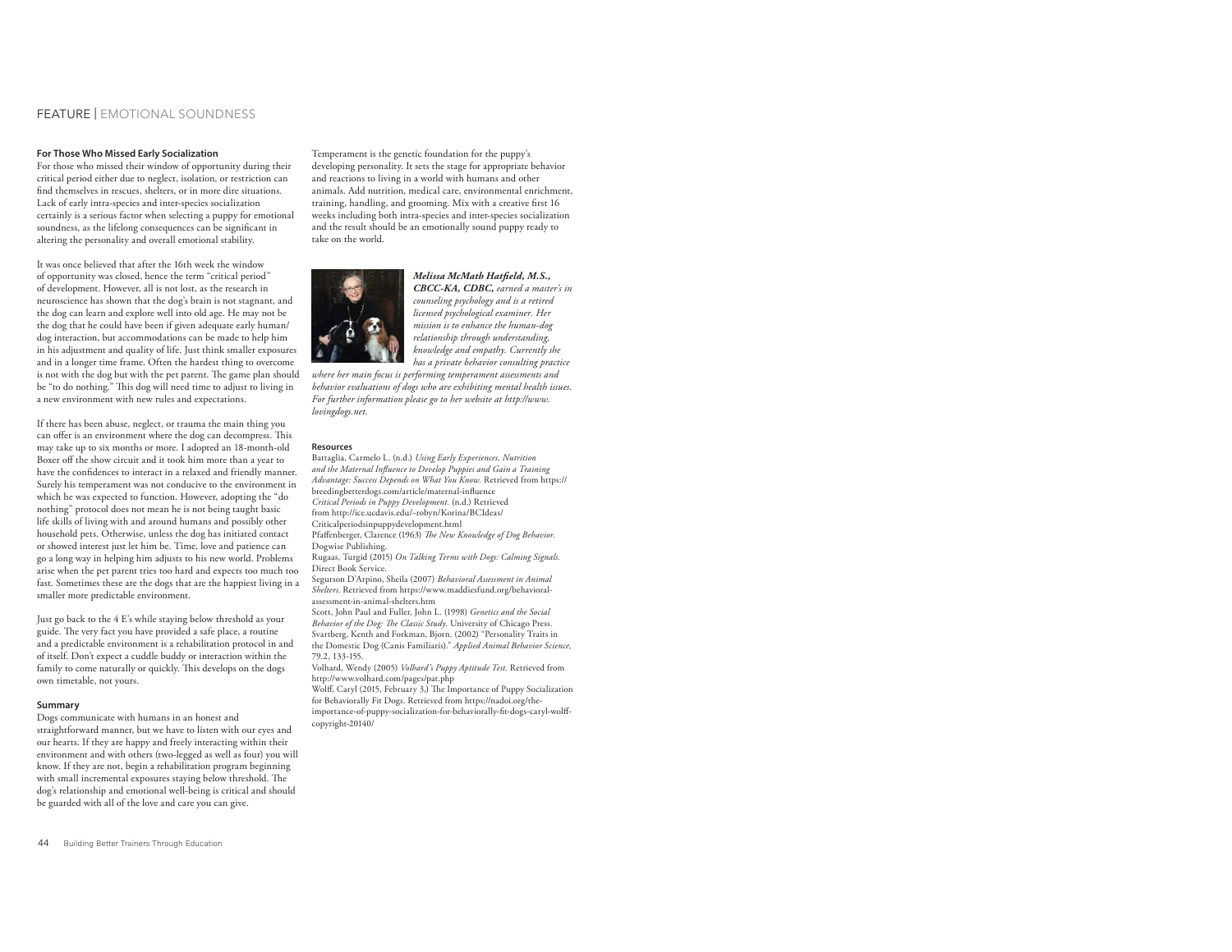FEATURE | EMOTIONAL SOUNDNESS

### For Those Who Missed Early Socialization

For those who missed their window of opportunity during their critical period either due to neglect, isolation, or restriction can find themselves in rescues, shelters, or in more dire situations. Lack of early intra-species and inter-species socialization certainly is a serious factor when selecting a puppy for emotional soundness, as the lifelong consequences can be significant in altering the personality and overall emotional stability.

It was once believed that after the 16th week the window of opportunity was closed, hence the term "critical period" of development. However, all is not lost, as the research in neuroscience has shown that the dog's brain is not stagnant, and the dog can learn and explore well into old age. He may not be the dog that he could have been if given adequate early human/dog interaction, but accommodations can be made to help him in his adjustment and quality of life. Just think smaller exposures and in a longer time frame. Often the hardest thing to overcome is not with the dog but with the pet parent. The game plan should be "to do nothing." This dog will need time to adjust to living in a new environment with new rules and expectations.

If there has been abuse, neglect, or trauma the main thing you can offer is an environment where the dog can decompress. This may take up to six months or more. I adopted an 18-month-old Boxer off the show circuit and it took him more than a year to have the confidences to interact in a relaxed and friendly manner. Surely his temperament was not conducive to the environment in which he was expected to function. However, adopting the "do nothing" protocol does not mean he is not being taught basic life skills of living with and around humans and possibly other household pets. Otherwise, unless the dog has initiated contact or showed interest just let him be. Time, love and patience can go a long way in helping him adjusts to his new world. Problems arise when the pet parent tries too hard and expects too much too fast. Sometimes these are the dogs that are the happiest living in a smaller more predictable environment.

Just go back to the 4 E's while staying below threshold as your guide. The very fact you have provided a safe place, a routine and a predictable environment is a rehabilitation protocol in and of itself. Don't expect a cuddle buddy or interaction within the family to come naturally or quickly. This develops on the dogs own timetable, not yours.

### Summary

Dogs communicate with humans in an honest and straightforward manner, but we have to listen with our eyes and our hearts. If they are happy and freely interacting within their environment and with others (two-legged as well as four) you will know. If they are not, begin a rehabilitation program beginning with small incremental exposures staying below threshold. The dog's relationship and emotional well-being is critical and should be guarded with all of the love and care you can give.

Temperament is the genetic foundation for the puppy's developing personality. It sets the stage for appropriate behavior and reactions to living in a world with humans and other animals. Add nutrition, medical care, environmental enrichment, training, handling, and grooming. Mix with a creative first 16 weeks including both intra-species and inter-species socialization and the result should be an emotionally sound puppy ready to take on the world.

***Melissa McMath Hatfield, M.S., CBCC-KA, CDBC,*** *earned a master's in counseling psychology and is a retired licensed psychological examiner. Her mission is to enhance the human-dog relationship through understanding, knowledge and empathy. Currently she has a private behavior consulting practice where her main focus is performing temperament assessments and behavior evaluations of dogs who are exhibiting mental health issues. For further information please go to her website at http://www.lovingdogs.net.*

### Resources

Battaglia, Carmelo L. (n.d.) *Using Early Experiences, Nutrition and the Maternal Influence to Develop Puppies and Gain a Training Advantage: Success Depends on What You Know*. Retrieved from https://breedingbetterdogs.com/article/maternal-influence

*Critical Periods in Puppy Development.* (n.d.) Retrieved from http://ice.ucdavis.edu/~robyn/Korina/BCIdeas/Criticalperiodsinpuppydevelopment.html

Pfaffenberger, Clarence (1963) *The New Knowledge of Dog Behavior.* Dogwise Publishing.

Rugaas, Turgid (2015) *On Talking Terms with Dogs: Calming Signals.* Direct Book Service.

Segurson D'Arpino, Sheila (2007) *Behavioral Assessment in Animal Shelters*. Retrieved from https://www.maddiesfund.org/behavioral-assessment-in-animal-shelters.htm

Scott, John Paul and Fuller, John L. (1998) *Genetics and the Social Behavior of the Dog: The Classic Study.* University of Chicago Press.

Svartberg, Kenth and Forkman, Bjorn. (2002) "Personality Traits in the Domestic Dog (Canis Familiaris)." *Applied Animal Behavior Science,* 79.2, 133-155.

Volhard, Wendy (2005) *Volhard's Puppy Aptitude Test.* Retrieved from http://www.volhard.com/pages/pat.php

Wolff, Caryl (2015, February 3,) The Importance of Puppy Socialization for Behaviorally Fit Dogs. Retrieved from https://nadoi.org/the-importance-of-puppy-socialization-for-behaviorally-fit-dogs-caryl-wolff-copyright-20140/